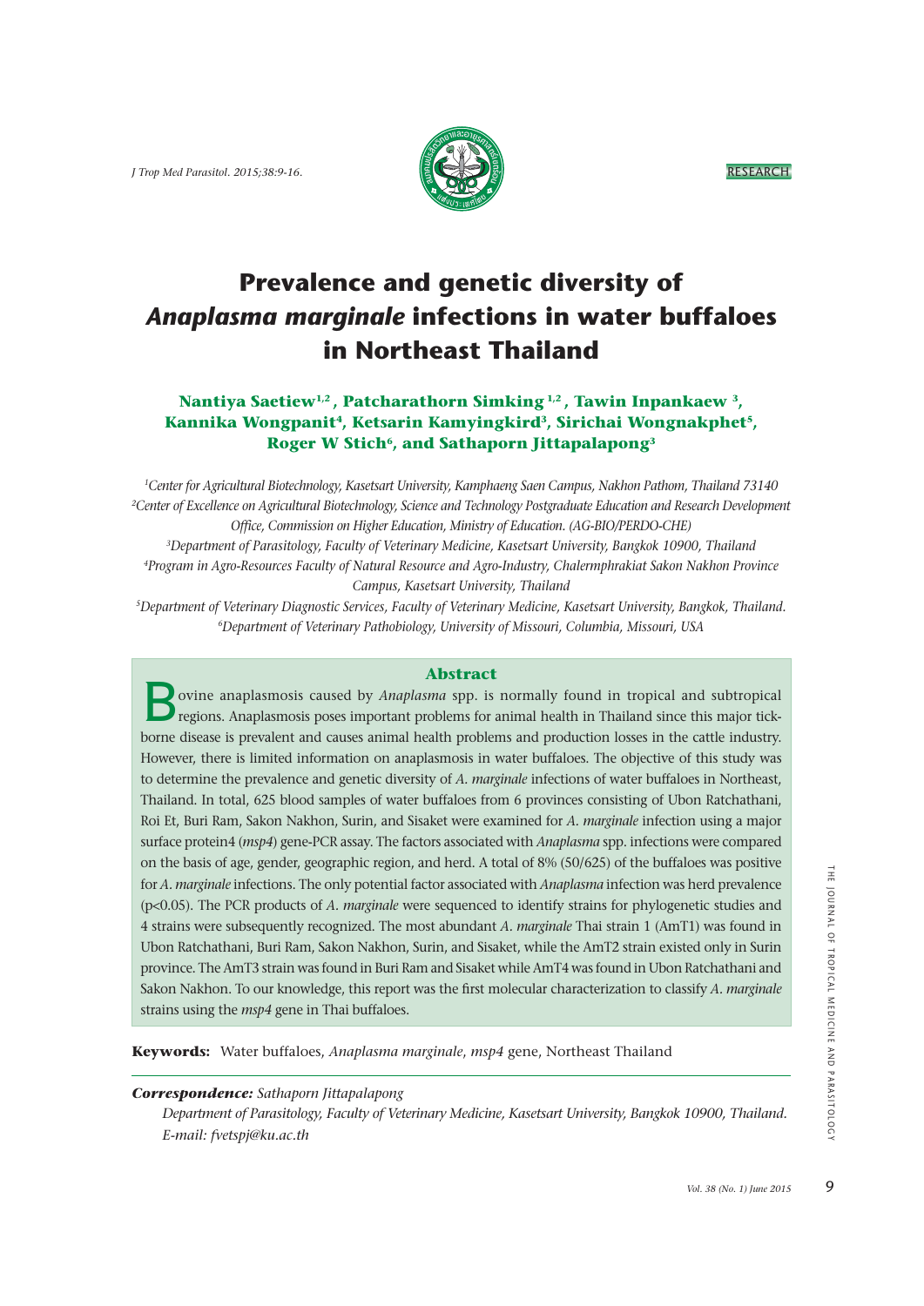RESEARCH

# Prevalence and genetic diversity of *Anaplasma marginale* infections in water buffaloes in Northeast Thailand

**Nantiya Saetiew[1,2], Patcharathorn Simking[1,2], Tawin Inpankaew[3], Kannika Wongpanit[4], Ketsarin Kamyingkird[3], Sirichai Wongnakphet[5], Roger W Stich[6], and Sathaporn Jittapalapong[3]**

*[1]Center for Agricultural Biotechnology, Kasetsart University, Kamphaeng Saen Campus, Nakhon Pathom, Thailand 73140*
*[2]Center of Excellence on Agricultural Biotechnology, Science and Technology Postgraduate Education and Research Development Office, Commission on Higher Education, Ministry of Education. (AG-BIO/PERDO-CHE)*
*[3]Department of Parasitology, Faculty of Veterinary Medicine, Kasetsart University, Bangkok 10900, Thailand*
*[4]Program in Agro-Resources Faculty of Natural Resource and Agro-Industry, Chalermphrakiat Sakon Nakhon Province Campus, Kasetsart University, Thailand*
*[5]Department of Veterinary Diagnostic Services, Faculty of Veterinary Medicine, Kasetsart University, Bangkok, Thailand.*
*[6]Department of Veterinary Pathobiology, University of Missouri, Columbia, Missouri, USA*

## Abstract

Bovine anaplasmosis caused by *Anaplasma* spp. is normally found in tropical and subtropical regions. Anaplasmosis poses important problems for animal health in Thailand since this major tick-borne disease is prevalent and causes animal health problems and production losses in the cattle industry. However, there is limited information on anaplasmosis in water buffaloes. The objective of this study was to determine the prevalence and genetic diversity of *A. marginale* infections of water buffaloes in Northeast, Thailand. In total, 625 blood samples of water buffaloes from 6 provinces consisting of Ubon Ratchathani, Roi Et, Buri Ram, Sakon Nakhon, Surin, and Sisaket were examined for *A. marginale* infection using a major surface protein4 (*msp4*) gene-PCR assay. The factors associated with *Anaplasma* spp. infections were compared on the basis of age, gender, geographic region, and herd. A total of 8% (50/625) of the buffaloes was positive for *A. marginale* infections. The only potential factor associated with *Anaplasma* infection was herd prevalence ($p<0.05$). The PCR products of *A. marginale* were sequenced to identify strains for phylogenetic studies and 4 strains were subsequently recognized. The most abundant *A. marginale* Thai strain 1 (AmT1) was found in Ubon Ratchathani, Buri Ram, Sakon Nakhon, Surin, and Sisaket, while the AmT2 strain existed only in Surin province. The AmT3 strain was found in Buri Ram and Sisaket while AmT4 was found in Ubon Ratchathani and Sakon Nakhon. To our knowledge, this report was the first molecular characterization to classify *A. marginale* strains using the *msp4* gene in Thai buffaloes.

**Keywords:** Water buffaloes, *Anaplasma marginale*, *msp4* gene, Northeast Thailand

***Correspondence:*** *Sathaporn Jittapalapong*
*Department of Parasitology, Faculty of Veterinary Medicine, Kasetsart University, Bangkok 10900, Thailand.*
*E-mail: fvetspj@ku.ac.th*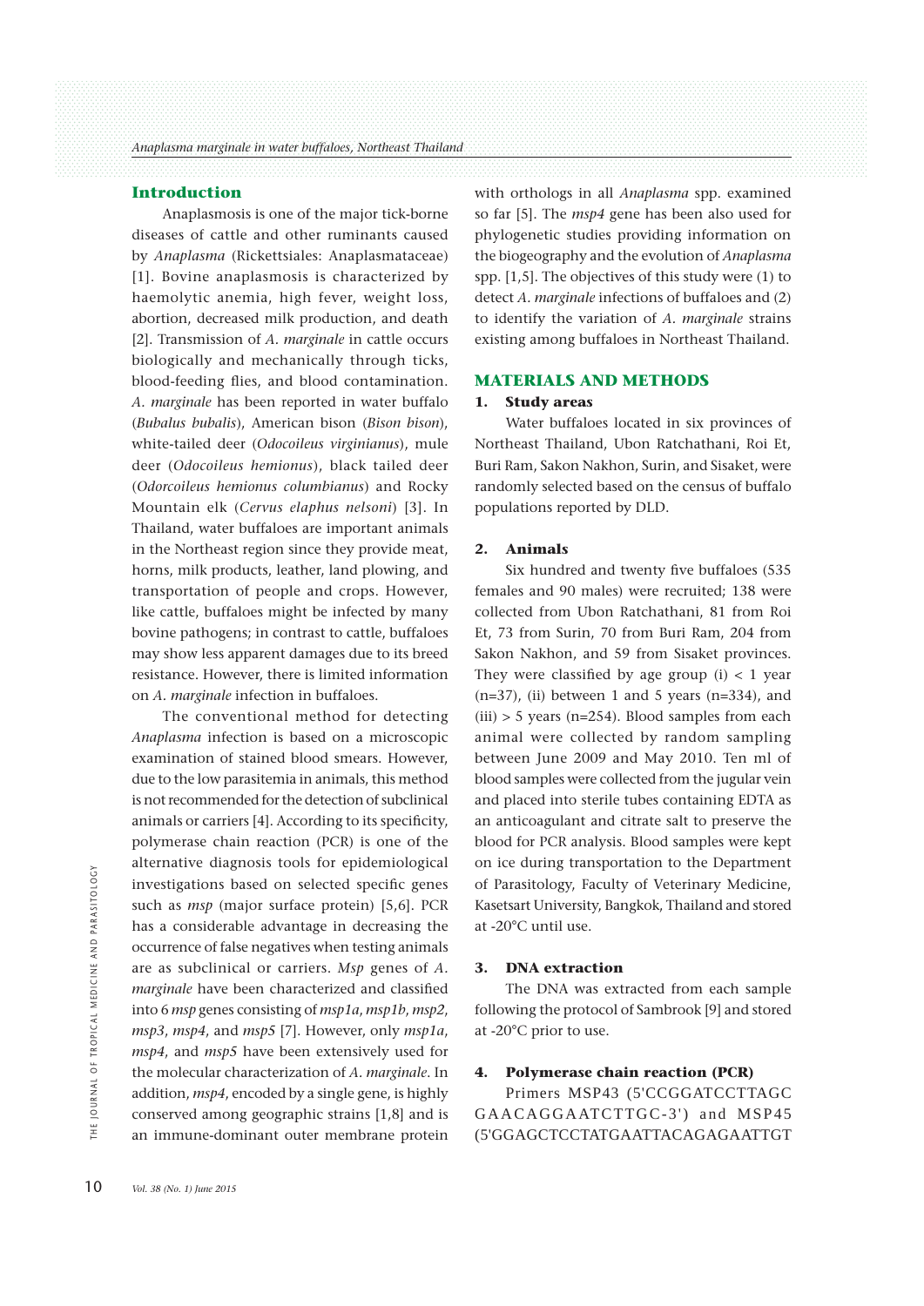## Introduction

Anaplasmosis is one of the major tick-borne diseases of cattle and other ruminants caused by *Anaplasma* (Rickettsiales: Anaplasmataceae) [1]. Bovine anaplasmosis is characterized by haemolytic anemia, high fever, weight loss, abortion, decreased milk production, and death [2]. Transmission of *A. marginale* in cattle occurs biologically and mechanically through ticks, blood-feeding flies, and blood contamination. *A. marginale* has been reported in water buffalo (*Bubalus bubalis*), American bison (*Bison bison*), white-tailed deer (*Odocoileus virginianus*), mule deer (*Odocoileus hemionus*), black tailed deer (*Odorcoileus hemionus columbianus*) and Rocky Mountain elk (*Cervus elaphus nelsoni*) [3]. In Thailand, water buffaloes are important animals in the Northeast region since they provide meat, horns, milk products, leather, land plowing, and transportation of people and crops. However, like cattle, buffaloes might be infected by many bovine pathogens; in contrast to cattle, buffaloes may show less apparent damages due to its breed resistance. However, there is limited information on *A. marginale* infection in buffaloes.

The conventional method for detecting *Anaplasma* infection is based on a microscopic examination of stained blood smears. However, due to the low parasitemia in animals, this method is not recommended for the detection of subclinical animals or carriers [4]. According to its specificity, polymerase chain reaction (PCR) is one of the alternative diagnosis tools for epidemiological investigations based on selected specific genes such as *msp* (major surface protein) [5,6]. PCR has a considerable advantage in decreasing the occurrence of false negatives when testing animals are as subclinical or carriers. *Msp* genes of *A. marginale* have been characterized and classified into 6 *msp* genes consisting of *msp1a*, *msp1b*, *msp2*, *msp3*, *msp4*, and *msp5* [7]. However, only *msp1a*, *msp4*, and *msp5* have been extensively used for the molecular characterization of *A. marginale*. In addition, *msp4*, encoded by a single gene, is highly conserved among geographic strains [1,8] and is an immune-dominant outer membrane protein with orthologs in all *Anaplasma* spp. examined so far [5]. The *msp4* gene has been also used for phylogenetic studies providing information on the biogeography and the evolution of *Anaplasma* spp. [1,5]. The objectives of this study were (1) to detect *A. marginale* infections of buffaloes and (2) to identify the variation of *A. marginale* strains existing among buffaloes in Northeast Thailand.

## MATERIALS AND METHODS

### 1. Study areas

Water buffaloes located in six provinces of Northeast Thailand, Ubon Ratchathani, Roi Et, Buri Ram, Sakon Nakhon, Surin, and Sisaket, were randomly selected based on the census of buffalo populations reported by DLD.

### 2. Animals

Six hundred and twenty five buffaloes (535 females and 90 males) were recruited; 138 were collected from Ubon Ratchathani, 81 from Roi Et, 73 from Surin, 70 from Buri Ram, 204 from Sakon Nakhon, and 59 from Sisaket provinces. They were classified by age group (i) < 1 year (n=37), (ii) between 1 and 5 years (n=334), and (iii) > 5 years (n=254). Blood samples from each animal were collected by random sampling between June 2009 and May 2010. Ten ml of blood samples were collected from the jugular vein and placed into sterile tubes containing EDTA as an anticoagulant and citrate salt to preserve the blood for PCR analysis. Blood samples were kept on ice during transportation to the Department of Parasitology, Faculty of Veterinary Medicine, Kasetsart University, Bangkok, Thailand and stored at -20°C until use.

### 3. DNA extraction

The DNA was extracted from each sample following the protocol of Sambrook [9] and stored at -20°C prior to use.

### 4. Polymerase chain reaction (PCR)

Primers MSP43 (5'CCGGATCCTTAGC GAACAGGAATCTTGC-3') and MSP45 (5'GGAGCTCCTATGAATTACAGAGAATTGT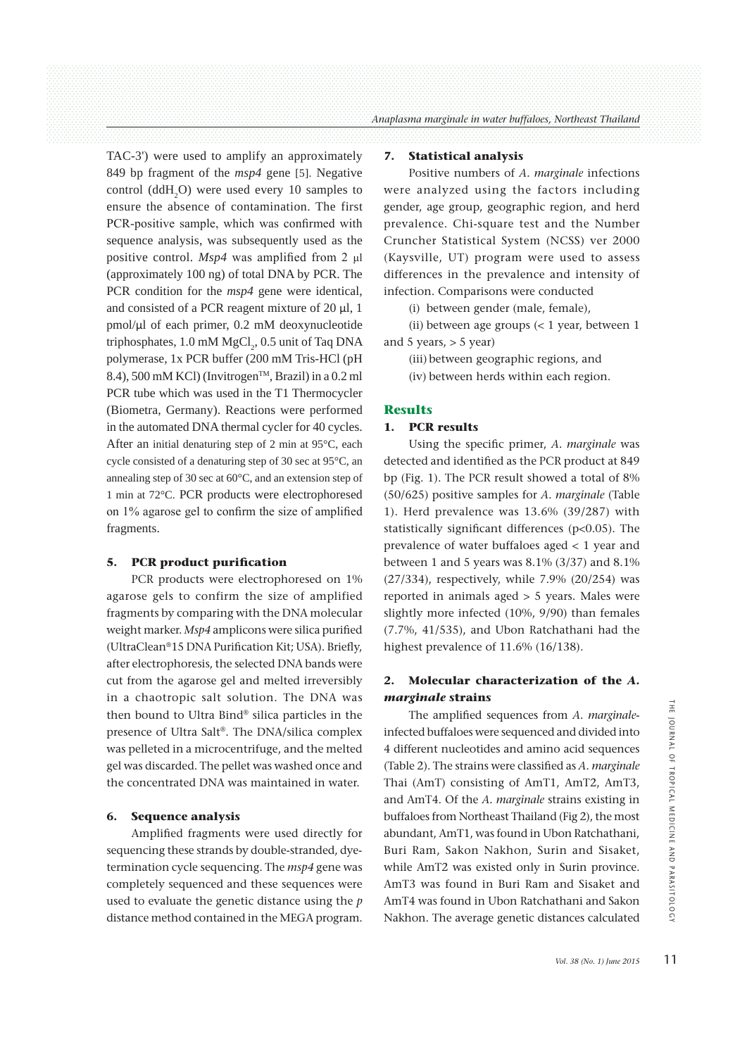TAC-3') were used to amplify an approximately 849 bp fragment of the *msp4* gene [5]. Negative control ($ddH_2O$) were used every 10 samples to ensure the absence of contamination. The first PCR-positive sample, which was confirmed with sequence analysis, was subsequently used as the positive control. *Msp4* was amplified from 2 µl (approximately 100 ng) of total DNA by PCR. The PCR condition for the *msp4* gene were identical, and consisted of a PCR reagent mixture of 20 µl, 1 pmol/µl of each primer, 0.2 mM deoxynucleotide triphosphates, 1.0 mM $MgCl_2$, 0.5 unit of Taq DNA polymerase, 1x PCR buffer (200 mM Tris-HCl (pH 8.4), 500 mM KCl) (Invitrogen™, Brazil) in a 0.2 ml PCR tube which was used in the T1 Thermocycler (Biometra, Germany). Reactions were performed in the automated DNA thermal cycler for 40 cycles. After an initial denaturing step of 2 min at 95°C, each cycle consisted of a denaturing step of 30 sec at 95°C, an annealing step of 30 sec at 60°C, and an extension step of 1 min at 72°C. PCR products were electrophoresed on 1% agarose gel to confirm the size of amplified fragments.

### 5. PCR product purification

PCR products were electrophoresed on 1% agarose gels to confirm the size of amplified fragments by comparing with the DNA molecular weight marker. *Msp4* amplicons were silica purified (UltraClean®15 DNA Purification Kit; USA). Briefly, after electrophoresis, the selected DNA bands were cut from the agarose gel and melted irreversibly in a chaotropic salt solution. The DNA was then bound to Ultra Bind® silica particles in the presence of Ultra Salt®. The DNA/silica complex was pelleted in a microcentrifuge, and the melted gel was discarded. The pellet was washed once and the concentrated DNA was maintained in water.

### 6. Sequence analysis

Amplified fragments were used directly for sequencing these strands by double-stranded, dye-termination cycle sequencing. The *msp4* gene was completely sequenced and these sequences were used to evaluate the genetic distance using the *p* distance method contained in the MEGA program.

### 7. Statistical analysis

Positive numbers of *A. marginale* infections were analyzed using the factors including gender, age group, geographic region, and herd prevalence. Chi-square test and the Number Cruncher Statistical System (NCSS) ver 2000 (Kaysville, UT) program were used to assess differences in the prevalence and intensity of infection. Comparisons were conducted

(i) between gender (male, female),

(ii) between age groups (< 1 year, between 1 and 5 years, > 5 year)

(iii) between geographic regions, and

(iv) between herds within each region.

## Results

### 1. PCR results

Using the specific primer, *A. marginale* was detected and identified as the PCR product at 849 bp (Fig. 1). The PCR result showed a total of 8% (50/625) positive samples for *A. marginale* (Table 1). Herd prevalence was 13.6% (39/287) with statistically significant differences ($p<0.05$). The prevalence of water buffaloes aged < 1 year and between 1 and 5 years was 8.1% (3/37) and 8.1% (27/334), respectively, while 7.9% (20/254) was reported in animals aged > 5 years. Males were slightly more infected (10%, 9/90) than females (7.7%, 41/535), and Ubon Ratchathani had the highest prevalence of 11.6% (16/138).

### 2. Molecular characterization of the *A. marginale* strains

The amplified sequences from *A. marginale*-infected buffaloes were sequenced and divided into 4 different nucleotides and amino acid sequences (Table 2). The strains were classified as *A. marginale* Thai (AmT) consisting of AmT1, AmT2, AmT3, and AmT4. Of the *A. marginale* strains existing in buffaloes from Northeast Thailand (Fig 2), the most abundant, AmT1, was found in Ubon Ratchathani, Buri Ram, Sakon Nakhon, Surin and Sisaket, while AmT2 was existed only in Surin province. AmT3 was found in Buri Ram and Sisaket and AmT4 was found in Ubon Ratchathani and Sakon Nakhon. The average genetic distances calculated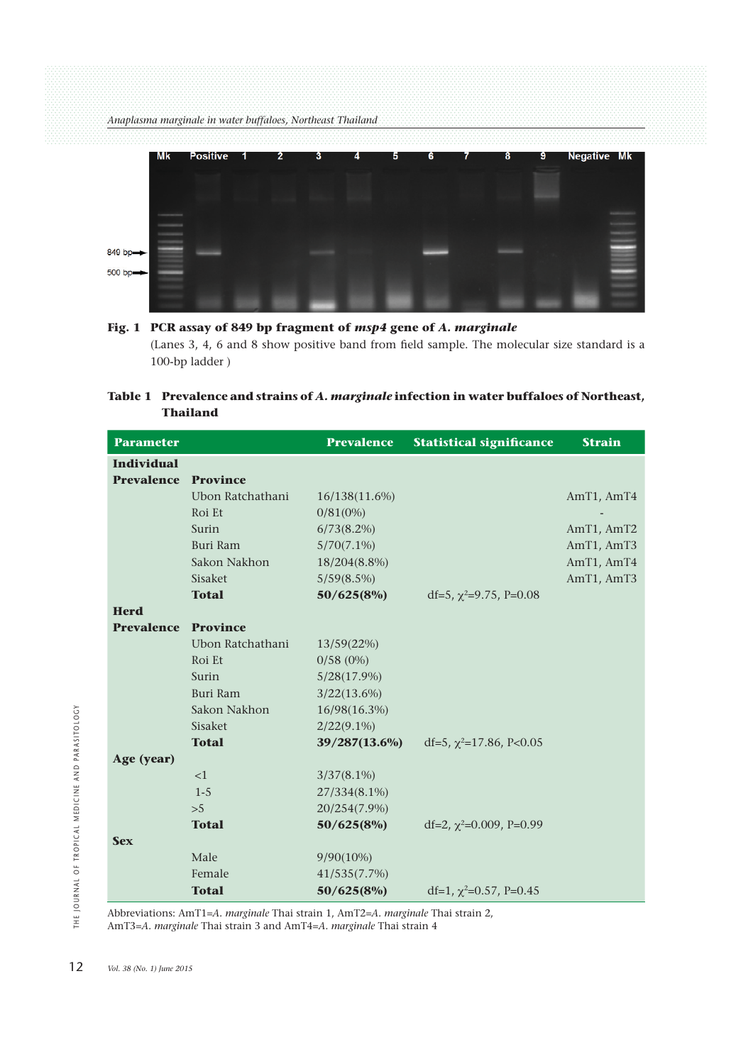**Fig. 1 PCR assay of 849 bp fragment of *msp4* gene of *A. marginale***

(Lanes 3, 4, 6 and 8 show positive band from field sample. The molecular size standard is a 100-bp ladder )

**Table 1 Prevalence and strains of *A. marginale* infection in water buffaloes of Northeast, Thailand**

| Parameter | | Prevalence | Statistical significance | Strain |
|---|---|---|---|---|
| **Individual** | | | | |
| **Prevalence** | **Province** | | | |
| | Ubon Ratchathani | 16/138(11.6%) | | AmT1, AmT4 |
| | Roi Et | 0/81(0%) | | - |
| | Surin | 6/73(8.2%) | | AmT1, AmT2 |
| | Buri Ram | 5/70(7.1%) | | AmT1, AmT3 |
| | Sakon Nakhon | 18/204(8.8%) | | AmT1, AmT4 |
| | Sisaket | 5/59(8.5%) | | AmT1, AmT3 |
| | **Total** | **50/625(8%)** | df=5, $\chi^2$=9.75, P=0.08 | |
| **Herd** | | | | |
| **Prevalence** | **Province** | | | |
| | Ubon Ratchathani | 13/59(22%) | | |
| | Roi Et | 0/58 (0%) | | |
| | Surin | 5/28(17.9%) | | |
| | Buri Ram | 3/22(13.6%) | | |
| | Sakon Nakhon | 16/98(16.3%) | | |
| | Sisaket | 2/22(9.1%) | | |
| | **Total** | **39/287(13.6%)** | df=5, $\chi^2$=17.86, P<0.05 | |
| **Age (year)** | | | | |
| | <1 | 3/37(8.1%) | | |
| | 1-5 | 27/334(8.1%) | | |
| | >5 | 20/254(7.9%) | | |
| | **Total** | **50/625(8%)** | df=2, $\chi^2$=0.009, P=0.99 | |
| **Sex** | | | | |
| | Male | 9/90(10%) | | |
| | Female | 41/535(7.7%) | | |
| | **Total** | **50/625(8%)** | df=1, $\chi^2$=0.57, P=0.45 | |

Abbreviations: AmT1=*A. marginale* Thai strain 1, AmT2=*A. marginale* Thai strain 2, AmT3=*A. marginale* Thai strain 3 and AmT4=*A. marginale* Thai strain 4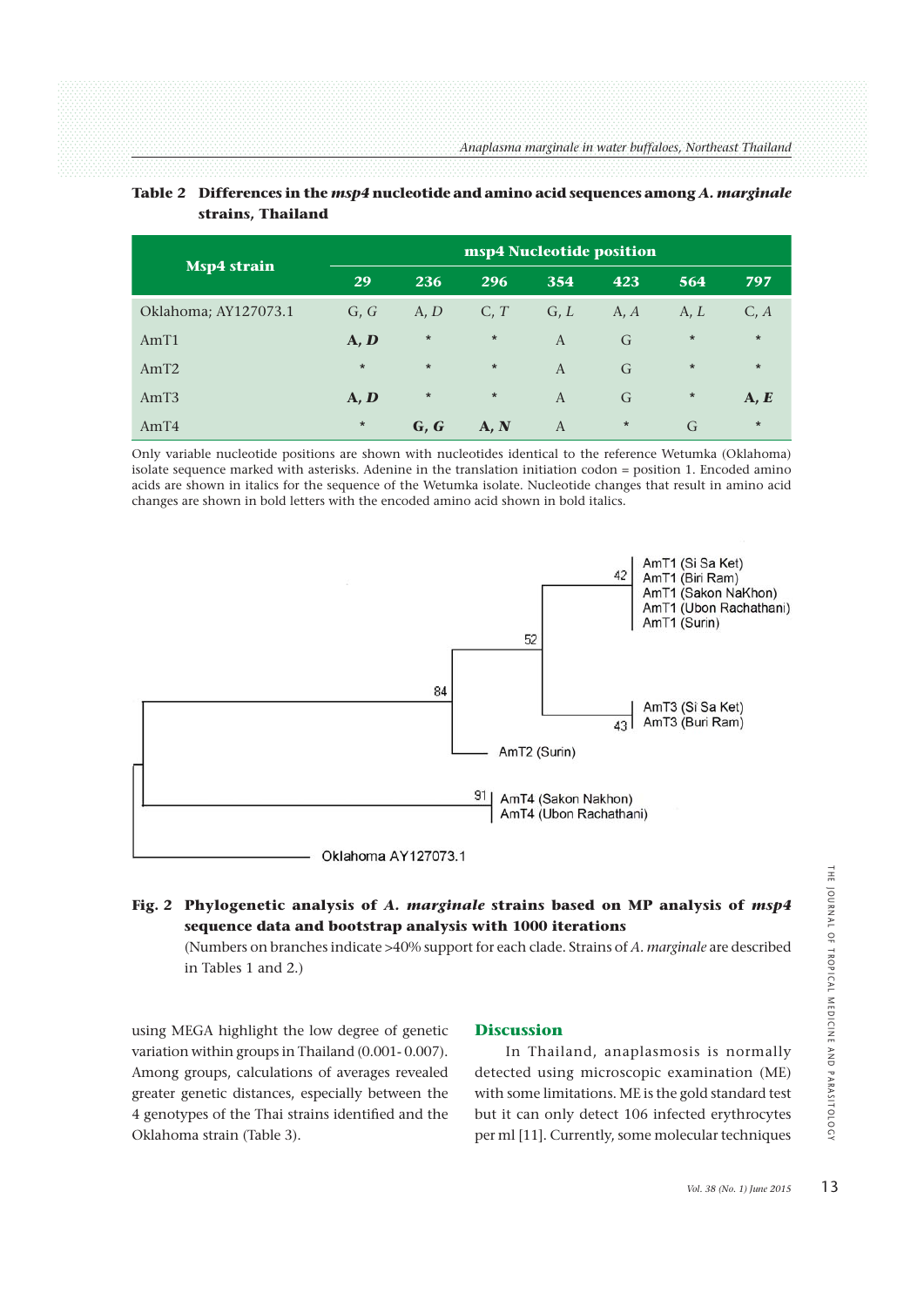**Table 2 Differences in the *msp4* nucleotide and amino acid sequences among *A. marginale* strains, Thailand**

| Msp4 strain | msp4 Nucleotide position | | | | | | |
|---|---|---|---|---|---|---|---|
| | 29 | 236 | 296 | 354 | 423 | 564 | 797 |
| Oklahoma; AY127073.1 | G, *G* | A, *D* | C, *T* | G, *L* | A, *A* | A, *L* | C, *A* |
| AmT1 | **A, *D*** | * | * | A | G | * | * |
| AmT2 | * | * | * | A | G | * | * |
| AmT3 | **A, *D*** | * | * | A | G | * | **A, *E*** |
| AmT4 | * | **G, *G*** | **A, *N*** | A | * | G | * |

Only variable nucleotide positions are shown with nucleotides identical to the reference Wetumka (Oklahoma) isolate sequence marked with asterisks. Adenine in the translation initiation codon = position 1. Encoded amino acids are shown in italics for the sequence of the Wetumka isolate. Nucleotide changes that result in amino acid changes are shown in bold letters with the encoded amino acid shown in bold italics.

**Fig. 2 Phylogenetic analysis of *A. marginale* strains based on MP analysis of *msp4* sequence data and bootstrap analysis with 1000 iterations**

(Numbers on branches indicate >40% support for each clade. Strains of *A. marginale* are described in Tables 1 and 2.)

using MEGA highlight the low degree of genetic variation within groups in Thailand (0.001- 0.007). Among groups, calculations of averages revealed greater genetic distances, especially between the 4 genotypes of the Thai strains identified and the Oklahoma strain (Table 3).

## Discussion

In Thailand, anaplasmosis is normally detected using microscopic examination (ME) with some limitations. ME is the gold standard test but it can only detect 106 infected erythrocytes per ml [11]. Currently, some molecular techniques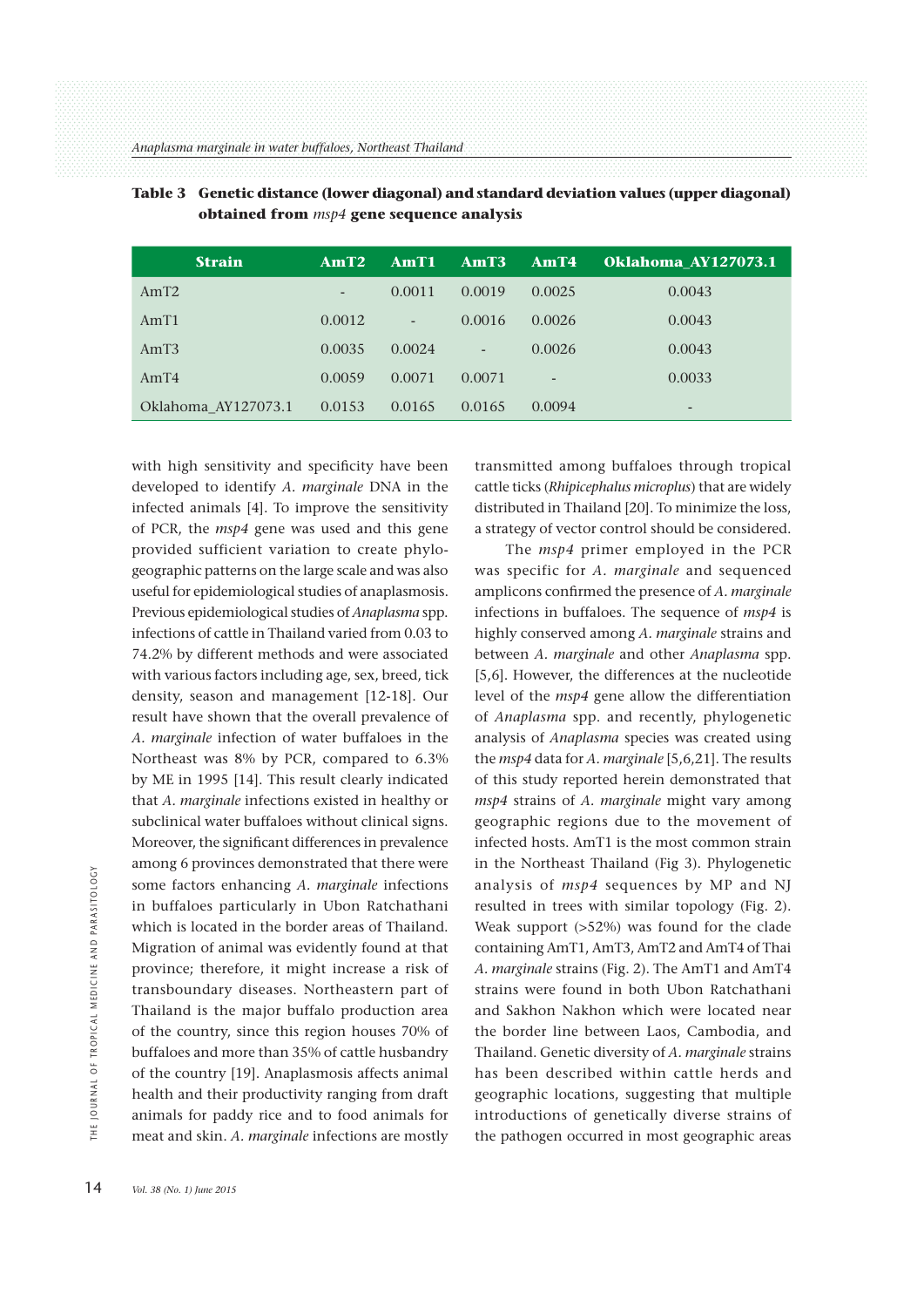**Table 3** **Genetic distance (lower diagonal) and standard deviation values (upper diagonal) obtained from *msp4* gene sequence analysis**

| Strain | AmT2 | AmT1 | AmT3 | AmT4 | Oklahoma_AY127073.1 |
|---|---|---|---|---|---|
| AmT2 | - | 0.0011 | 0.0019 | 0.0025 | 0.0043 |
| AmT1 | 0.0012 | - | 0.0016 | 0.0026 | 0.0043 |
| AmT3 | 0.0035 | 0.0024 | - | 0.0026 | 0.0043 |
| AmT4 | 0.0059 | 0.0071 | 0.0071 | - | 0.0033 |
| Oklahoma_AY127073.1 | 0.0153 | 0.0165 | 0.0165 | 0.0094 | - |

with high sensitivity and specificity have been developed to identify *A. marginale* DNA in the infected animals [4]. To improve the sensitivity of PCR, the *msp4* gene was used and this gene provided sufficient variation to create phylogeographic patterns on the large scale and was also useful for epidemiological studies of anaplasmosis. Previous epidemiological studies of *Anaplasma* spp. infections of cattle in Thailand varied from 0.03 to 74.2% by different methods and were associated with various factors including age, sex, breed, tick density, season and management [12-18]. Our result have shown that the overall prevalence of *A. marginale* infection of water buffaloes in the Northeast was 8% by PCR, compared to 6.3% by ME in 1995 [14]. This result clearly indicated that *A. marginale* infections existed in healthy or subclinical water buffaloes without clinical signs. Moreover, the significant differences in prevalence among 6 provinces demonstrated that there were some factors enhancing *A. marginale* infections in buffaloes particularly in Ubon Ratchathani which is located in the border areas of Thailand. Migration of animal was evidently found at that province; therefore, it might increase a risk of transboundary diseases. Northeastern part of Thailand is the major buffalo production area of the country, since this region houses 70% of buffaloes and more than 35% of cattle husbandry of the country [19]. Anaplasmosis affects animal health and their productivity ranging from draft animals for paddy rice and to food animals for meat and skin. *A. marginale* infections are mostly transmitted among buffaloes through tropical cattle ticks (*Rhipicephalus microplus*) that are widely distributed in Thailand [20]. To minimize the loss, a strategy of vector control should be considered.

The *msp4* primer employed in the PCR was specific for *A. marginale* and sequenced amplicons confirmed the presence of *A. marginale* infections in buffaloes. The sequence of *msp4* is highly conserved among *A. marginale* strains and between *A. marginale* and other *Anaplasma* spp. [5,6]. However, the differences at the nucleotide level of the *msp4* gene allow the differentiation of *Anaplasma* spp. and recently, phylogenetic analysis of *Anaplasma* species was created using the *msp4* data for *A. marginale* [5,6,21]. The results of this study reported herein demonstrated that *msp4* strains of *A. marginale* might vary among geographic regions due to the movement of infected hosts. AmT1 is the most common strain in the Northeast Thailand (Fig 3). Phylogenetic analysis of *msp4* sequences by MP and NJ resulted in trees with similar topology (Fig. 2). Weak support (>52%) was found for the clade containing AmT1, AmT3, AmT2 and AmT4 of Thai *A. marginale* strains (Fig. 2). The AmT1 and AmT4 strains were found in both Ubon Ratchathani and Sakhon Nakhon which were located near the border line between Laos, Cambodia, and Thailand. Genetic diversity of *A. marginale* strains has been described within cattle herds and geographic locations, suggesting that multiple introductions of genetically diverse strains of the pathogen occurred in most geographic areas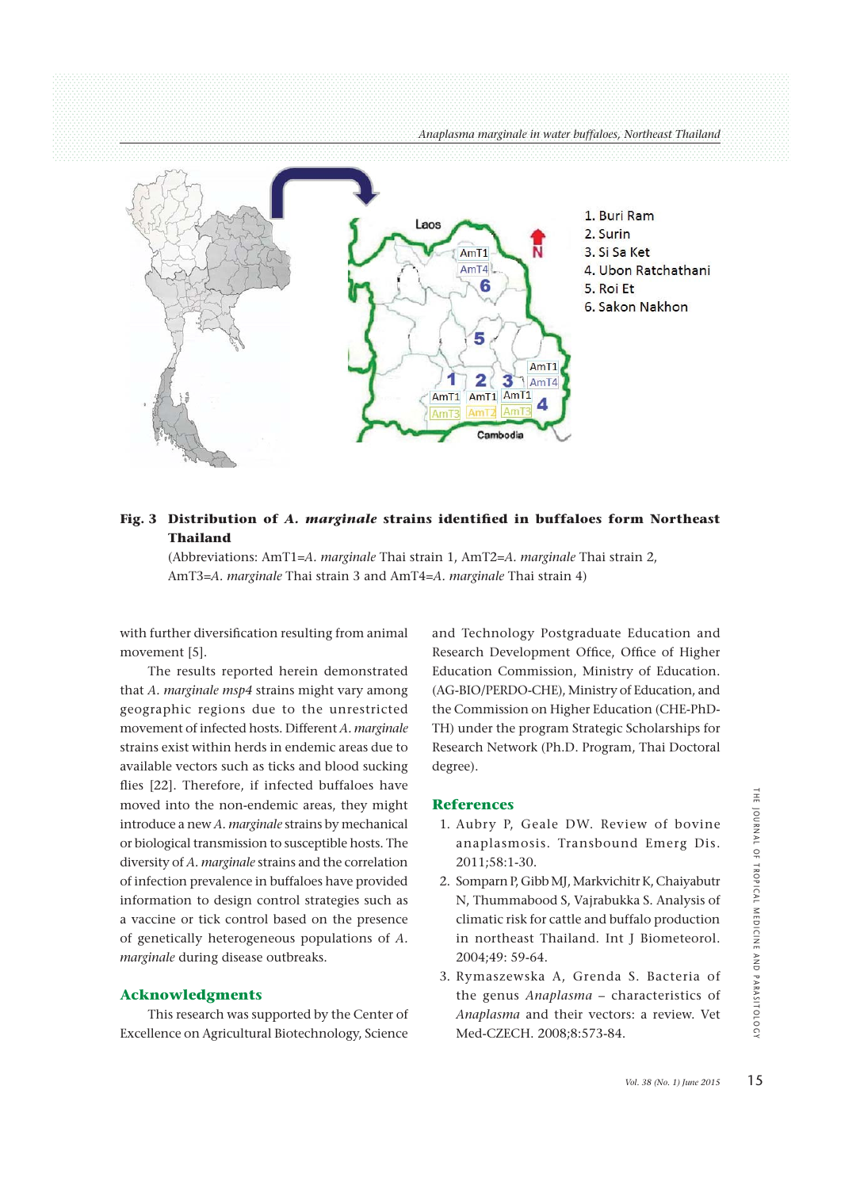1. Buri Ram
2. Surin
3. Si Sa Ket
4. Ubon Ratchathani
5. Roi Et
6. Sakon Nakhon

**Fig. 3 Distribution of *A. marginale* strains identified in buffaloes form Northeast Thailand**

(Abbreviations: AmT1=*A. marginale* Thai strain 1, AmT2=*A. marginale* Thai strain 2, AmT3=*A. marginale* Thai strain 3 and AmT4=*A. marginale* Thai strain 4)

with further diversification resulting from animal movement [5].

The results reported herein demonstrated that *A. marginale msp4* strains might vary among geographic regions due to the unrestricted movement of infected hosts. Different *A. marginale* strains exist within herds in endemic areas due to available vectors such as ticks and blood sucking flies [22]. Therefore, if infected buffaloes have moved into the non-endemic areas, they might introduce a new *A. marginale* strains by mechanical or biological transmission to susceptible hosts. The diversity of *A. marginale* strains and the correlation of infection prevalence in buffaloes have provided information to design control strategies such as a vaccine or tick control based on the presence of genetically heterogeneous populations of *A. marginale* during disease outbreaks.

## Acknowledgments

This research was supported by the Center of Excellence on Agricultural Biotechnology, Science and Technology Postgraduate Education and Research Development Office, Office of Higher Education Commission, Ministry of Education. (AG-BIO/PERDO-CHE), Ministry of Education, and the Commission on Higher Education (CHE-PhD-TH) under the program Strategic Scholarships for Research Network (Ph.D. Program, Thai Doctoral degree).

## References

1. Aubry P, Geale DW. Review of bovine anaplasmosis. Transbound Emerg Dis. 2011;58:1-30.
2. Somparn P, Gibb MJ, Markvichitr K, Chaiyabutr N, Thummabood S, Vajrabukka S. Analysis of climatic risk for cattle and buffalo production in northeast Thailand. Int J Biometeorol. 2004;49: 59-64.
3. Rymaszewska A, Grenda S. Bacteria of the genus *Anaplasma* – characteristics of *Anaplasma* and their vectors: a review. Vet Med-CZECH. 2008;8:573-84.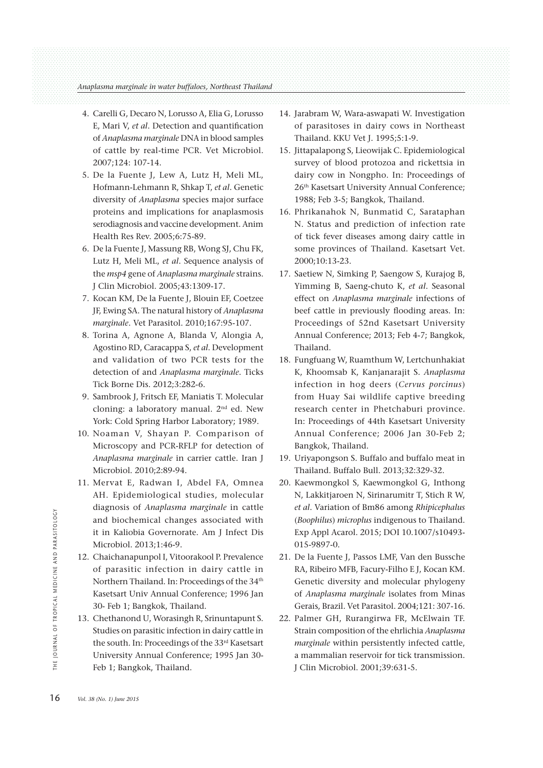4. Carelli G, Decaro N, Lorusso A, Elia G, Lorusso E, Mari V, *et al*. Detection and quantification of *Anaplasma marginale* DNA in blood samples of cattle by real-time PCR. Vet Microbiol. 2007;124: 107-14.
5. De la Fuente J, Lew A, Lutz H, Meli ML, Hofmann-Lehmann R, Shkap T, *et al*. Genetic diversity of *Anaplasma* species major surface proteins and implications for anaplasmosis serodiagnosis and vaccine development. Anim Health Res Rev. 2005;6:75-89.
6. De la Fuente J, Massung RB, Wong SJ, Chu FK, Lutz H, Meli ML, *et al*. Sequence analysis of the *msp4* gene of *Anaplasma marginale* strains. J Clin Microbiol. 2005;43:1309-17.
7. Kocan KM, De la Fuente J, Blouin EF, Coetzee JF, Ewing SA. The natural history of *Anaplasma marginale*. Vet Parasitol. 2010;167:95-107.
8. Torina A, Agnone A, Blanda V, Alongia A, Agostino RD, Caracappa S, *et al*. Development and validation of two PCR tests for the detection of and *Anaplasma marginale*. Ticks Tick Borne Dis. 2012;3:282-6.
9. Sambrook J, Fritsch EF, Maniatis T. Molecular cloning: a laboratory manual. 2nd ed. New York: Cold Spring Harbor Laboratory; 1989.
10. Noaman V, Shayan P. Comparison of Microscopy and PCR-RFLP for detection of *Anaplasma marginale* in carrier cattle. Iran J Microbiol. 2010;2:89-94.
11. Mervat E, Radwan I, Abdel FA, Omnea AH. Epidemiological studies, molecular diagnosis of *Anaplasma marginale* in cattle and biochemical changes associated with it in Kaliobia Governorate. Am J Infect Dis Microbiol. 2013;1:46-9.
12. Chaichanapunpol I, Vitoorakool P. Prevalence of parasitic infection in dairy cattle in Northern Thailand. In: Proceedings of the 34th Kasetsart Univ Annual Conference; 1996 Jan 30- Feb 1; Bangkok, Thailand.
13. Chethanond U, Worasingh R, Srinuntapunt S. Studies on parasitic infection in dairy cattle in the south. In: Proceedings of the 33rd Kasetsart University Annual Conference; 1995 Jan 30-Feb 1; Bangkok, Thailand.
14. Jarabram W, Wara-aswapati W. Investigation of parasitoses in dairy cows in Northeast Thailand. KKU Vet J. 1995;5:1-9.
15. Jittapalapong S, Lieowijak C. Epidemiological survey of blood protozoa and rickettsia in dairy cow in Nongpho. In: Proceedings of 26th Kasetsart University Annual Conference; 1988; Feb 3-5; Bangkok, Thailand.
16. Phrikanahok N, Bunmatid C, Sarataphan N. Status and prediction of infection rate of tick fever diseases among dairy cattle in some provinces of Thailand. Kasetsart Vet. 2000;10:13-23.
17. Saetiew N, Simking P, Saengow S, Kurajog B, Yimming B, Saeng-chuto K, *et al*. Seasonal effect on *Anaplasma marginale* infections of beef cattle in previously flooding areas. In: Proceedings of 52nd Kasetsart University Annual Conference; 2013; Feb 4-7; Bangkok, Thailand.
18. Fungfuang W, Ruamthum W, Lertchunhakiat K, Khoomsab K, Kanjanarajit S. *Anaplasma* infection in hog deers (*Cervus porcinus*) from Huay Sai wildlife captive breeding research center in Phetchaburi province. In: Proceedings of 44th Kasetsart University Annual Conference; 2006 Jan 30-Feb 2; Bangkok, Thailand.
19. Uriyapongson S. Buffalo and buffalo meat in Thailand. Buffalo Bull. 2013;32:329-32.
20. Kaewmongkol S, Kaewmongkol G, Inthong N, Lakkitjaroen N, Sirinarumitr T, Stich R W, *et al*. Variation of Bm86 among *Rhipicephalus* (*Boophilus*) *microplus* indigenous to Thailand. Exp Appl Acarol. 2015; DOI 10.1007/s10493-015-9897-0.
21. De la Fuente J, Passos LMF, Van den Bussche RA, Ribeiro MFB, Facury-Filho E J, Kocan KM. Genetic diversity and molecular phylogeny of *Anaplasma marginale* isolates from Minas Gerais, Brazil. Vet Parasitol. 2004;121: 307-16.
22. Palmer GH, Rurangirwa FR, McElwain TF. Strain composition of the ehrlichia *Anaplasma marginale* within persistently infected cattle, a mammalian reservoir for tick transmission. J Clin Microbiol. 2001;39:631-5.